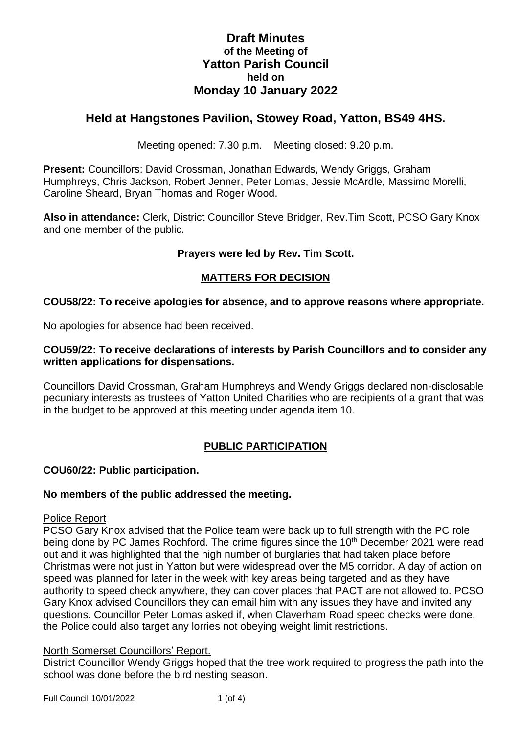# Draft Minutes
## of the Meeting of
# Yatton Parish Council
## held on
# Monday 10 January 2022

## Held at Hangstones Pavilion, Stowey Road, Yatton, BS49 4HS.

Meeting opened: 7.30 p.m. Meeting closed: 9.20 p.m.

**Present:** Councillors: David Crossman, Jonathan Edwards, Wendy Griggs, Graham Humphreys, Chris Jackson, Robert Jenner, Peter Lomas, Jessie McArdle, Massimo Morelli, Caroline Sheard, Bryan Thomas and Roger Wood.

**Also in attendance:** Clerk, District Councillor Steve Bridger, Rev.Tim Scott, PCSO Gary Knox and one member of the public.

**Prayers were led by Rev. Tim Scott.**

## MATTERS FOR DECISION

**COU58/22: To receive apologies for absence, and to approve reasons where appropriate.**

No apologies for absence had been received.

**COU59/22: To receive declarations of interests by Parish Councillors and to consider any written applications for dispensations.**

Councillors David Crossman, Graham Humphreys and Wendy Griggs declared non-disclosable pecuniary interests as trustees of Yatton United Charities who are recipients of a grant that was in the budget to be approved at this meeting under agenda item 10.

## PUBLIC PARTICIPATION

**COU60/22: Public participation.**

**No members of the public addressed the meeting.**

Police Report

PCSO Gary Knox advised that the Police team were back up to full strength with the PC role being done by PC James Rochford. The crime figures since the 10th December 2021 were read out and it was highlighted that the high number of burglaries that had taken place before Christmas were not just in Yatton but were widespread over the M5 corridor. A day of action on speed was planned for later in the week with key areas being targeted and as they have authority to speed check anywhere, they can cover places that PACT are not allowed to. PCSO Gary Knox advised Councillors they can email him with any issues they have and invited any questions. Councillor Peter Lomas asked if, when Claverham Road speed checks were done, the Police could also target any lorries not obeying weight limit restrictions.

North Somerset Councillors' Report.

District Councillor Wendy Griggs hoped that the tree work required to progress the path into the school was done before the bird nesting season.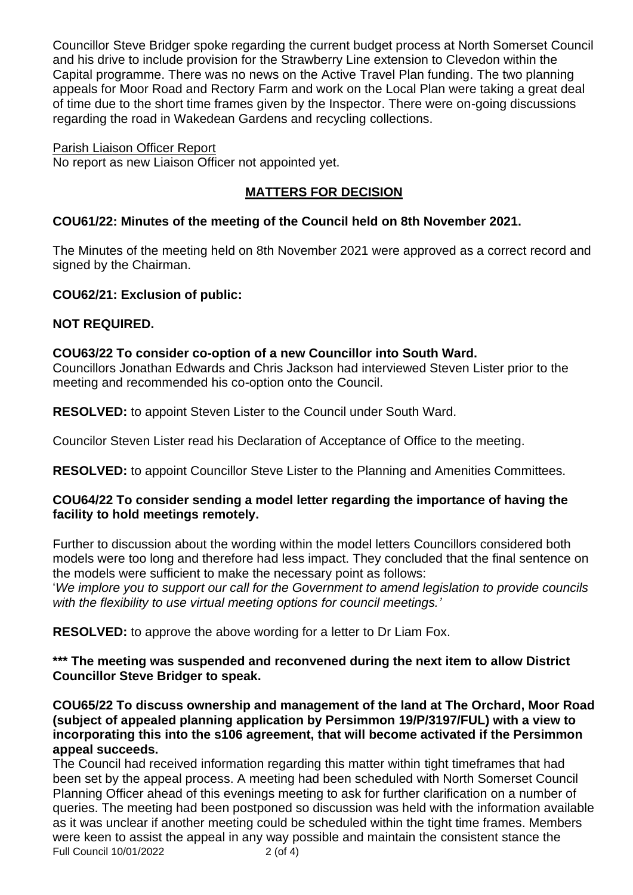Councillor Steve Bridger spoke regarding the current budget process at North Somerset Council and his drive to include provision for the Strawberry Line extension to Clevedon within the Capital programme. There was no news on the Active Travel Plan funding. The two planning appeals for Moor Road and Rectory Farm and work on the Local Plan were taking a great deal of time due to the short time frames given by the Inspector. There were on-going discussions regarding the road in Wakedean Gardens and recycling collections.

Parish Liaison Officer Report

No report as new Liaison Officer not appointed yet.

## MATTERS FOR DECISION

### COU61/22: Minutes of the meeting of the Council held on 8th November 2021.

The Minutes of the meeting held on 8th November 2021 were approved as a correct record and signed by the Chairman.

### COU62/21: Exclusion of public:

**NOT REQUIRED.**

### COU63/22 To consider co-option of a new Councillor into South Ward.

Councillors Jonathan Edwards and Chris Jackson had interviewed Steven Lister prior to the meeting and recommended his co-option onto the Council.

**RESOLVED:** to appoint Steven Lister to the Council under South Ward.

Councilor Steven Lister read his Declaration of Acceptance of Office to the meeting.

**RESOLVED:** to appoint Councillor Steve Lister to the Planning and Amenities Committees.

### COU64/22 To consider sending a model letter regarding the importance of having the facility to hold meetings remotely.

Further to discussion about the wording within the model letters Councillors considered both models were too long and therefore had less impact. They concluded that the final sentence on the models were sufficient to make the necessary point as follows:

'*We implore you to support our call for the Government to amend legislation to provide councils with the flexibility to use virtual meeting options for council meetings.'*

**RESOLVED:** to approve the above wording for a letter to Dr Liam Fox.

**\*\*\* The meeting was suspended and reconvened during the next item to allow District Councillor Steve Bridger to speak.**

### COU65/22 To discuss ownership and management of the land at The Orchard, Moor Road (subject of appealed planning application by Persimmon 19/P/3197/FUL) with a view to incorporating this into the s106 agreement, that will become activated if the Persimmon appeal succeeds.

The Council had received information regarding this matter within tight timeframes that had been set by the appeal process. A meeting had been scheduled with North Somerset Council Planning Officer ahead of this evenings meeting to ask for further clarification on a number of queries. The meeting had been postponed so discussion was held with the information available as it was unclear if another meeting could be scheduled within the tight time frames. Members were keen to assist the appeal in any way possible and maintain the consistent stance the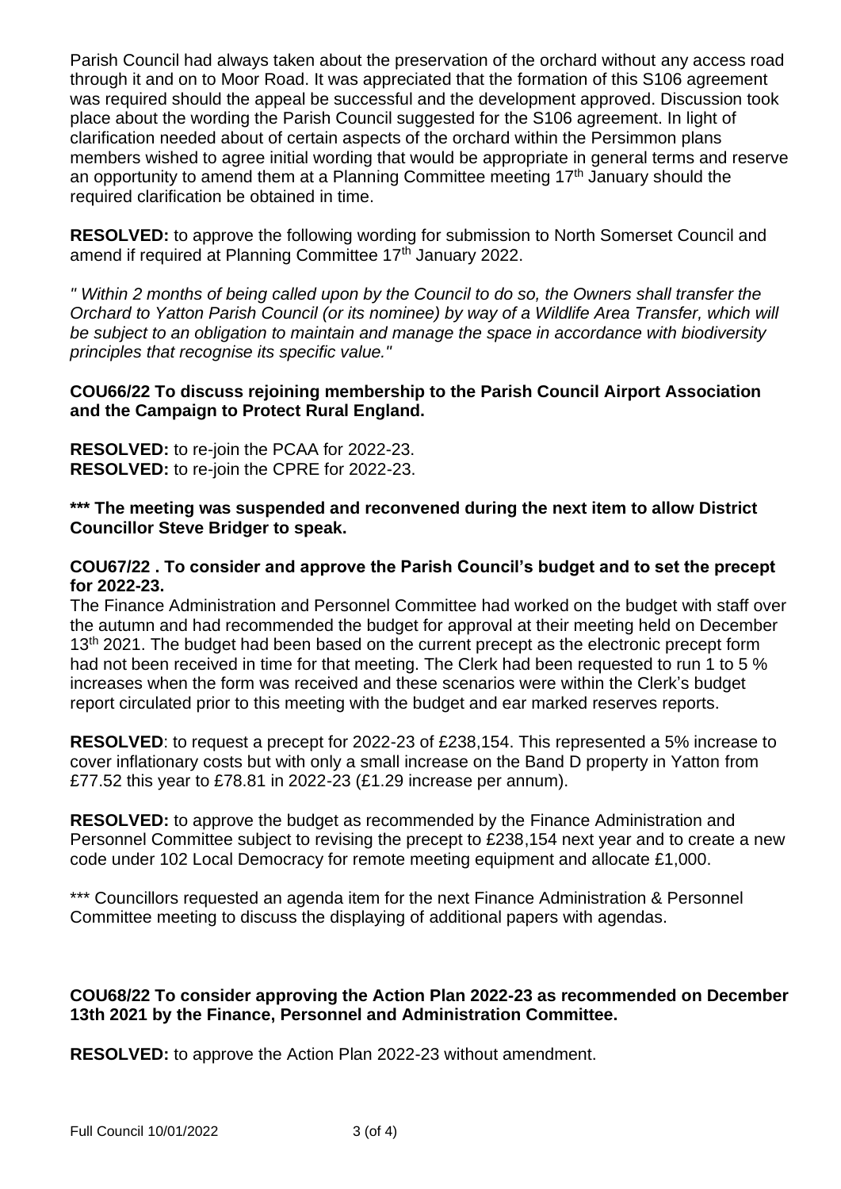Parish Council had always taken about the preservation of the orchard without any access road through it and on to Moor Road. It was appreciated that the formation of this S106 agreement was required should the appeal be successful and the development approved. Discussion took place about the wording the Parish Council suggested for the S106 agreement. In light of clarification needed about of certain aspects of the orchard within the Persimmon plans members wished to agree initial wording that would be appropriate in general terms and reserve an opportunity to amend them at a Planning Committee meeting 17th January should the required clarification be obtained in time.

**RESOLVED:** to approve the following wording for submission to North Somerset Council and amend if required at Planning Committee 17th January 2022.

*" Within 2 months of being called upon by the Council to do so, the Owners shall transfer the Orchard to Yatton Parish Council (or its nominee) by way of a Wildlife Area Transfer, which will be subject to an obligation to maintain and manage the space in accordance with biodiversity principles that recognise its specific value."*

**COU66/22 To discuss rejoining membership to the Parish Council Airport Association and the Campaign to Protect Rural England.**

**RESOLVED:** to re-join the PCAA for 2022-23.
**RESOLVED:** to re-join the CPRE for 2022-23.

**\*\*\* The meeting was suspended and reconvened during the next item to allow District Councillor Steve Bridger to speak.**

**COU67/22 . To consider and approve the Parish Council's budget and to set the precept for 2022-23.**

The Finance Administration and Personnel Committee had worked on the budget with staff over the autumn and had recommended the budget for approval at their meeting held on December 13th 2021. The budget had been based on the current precept as the electronic precept form had not been received in time for that meeting. The Clerk had been requested to run 1 to 5 % increases when the form was received and these scenarios were within the Clerk's budget report circulated prior to this meeting with the budget and ear marked reserves reports.

**RESOLVED**: to request a precept for 2022-23 of £238,154. This represented a 5% increase to cover inflationary costs but with only a small increase on the Band D property in Yatton from £77.52 this year to £78.81 in 2022-23 (£1.29 increase per annum).

**RESOLVED:** to approve the budget as recommended by the Finance Administration and Personnel Committee subject to revising the precept to £238,154 next year and to create a new code under 102 Local Democracy for remote meeting equipment and allocate £1,000.

\*\*\* Councillors requested an agenda item for the next Finance Administration & Personnel Committee meeting to discuss the displaying of additional papers with agendas.

**COU68/22 To consider approving the Action Plan 2022-23 as recommended on December 13th 2021 by the Finance, Personnel and Administration Committee.**

**RESOLVED:** to approve the Action Plan 2022-23 without amendment.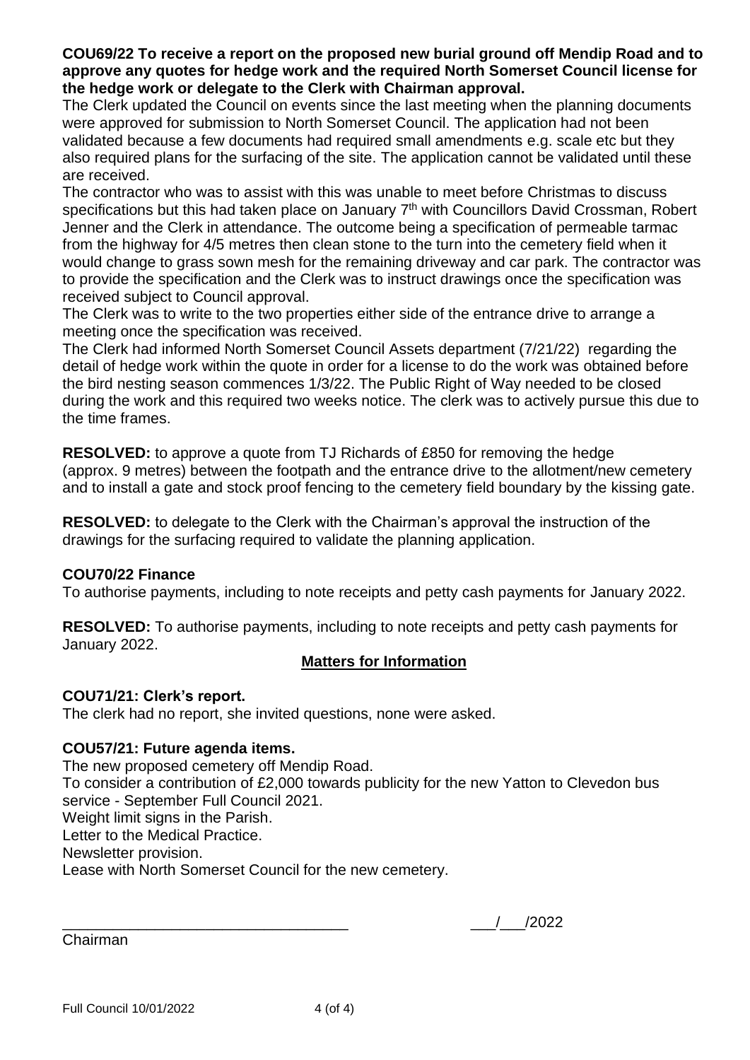**COU69/22 To receive a report on the proposed new burial ground off Mendip Road and to approve any quotes for hedge work and the required North Somerset Council license for the hedge work or delegate to the Clerk with Chairman approval.**

The Clerk updated the Council on events since the last meeting when the planning documents were approved for submission to North Somerset Council. The application had not been validated because a few documents had required small amendments e.g. scale etc but they also required plans for the surfacing of the site. The application cannot be validated until these are received.

The contractor who was to assist with this was unable to meet before Christmas to discuss specifications but this had taken place on January 7th with Councillors David Crossman, Robert Jenner and the Clerk in attendance. The outcome being a specification of permeable tarmac from the highway for 4/5 metres then clean stone to the turn into the cemetery field when it would change to grass sown mesh for the remaining driveway and car park. The contractor was to provide the specification and the Clerk was to instruct drawings once the specification was received subject to Council approval.

The Clerk was to write to the two properties either side of the entrance drive to arrange a meeting once the specification was received.

The Clerk had informed North Somerset Council Assets department (7/21/22) regarding the detail of hedge work within the quote in order for a license to do the work was obtained before the bird nesting season commences 1/3/22. The Public Right of Way needed to be closed during the work and this required two weeks notice. The clerk was to actively pursue this due to the time frames.

**RESOLVED:** to approve a quote from TJ Richards of £850 for removing the hedge (approx. 9 metres) between the footpath and the entrance drive to the allotment/new cemetery and to install a gate and stock proof fencing to the cemetery field boundary by the kissing gate.

**RESOLVED:** to delegate to the Clerk with the Chairman's approval the instruction of the drawings for the surfacing required to validate the planning application.

**COU70/22 Finance**

To authorise payments, including to note receipts and petty cash payments for January 2022.

**RESOLVED:** To authorise payments, including to note receipts and petty cash payments for January 2022.

## Matters for Information

**COU71/21: Clerk's report.**

The clerk had no report, she invited questions, none were asked.

**COU57/21: Future agenda items.**

The new proposed cemetery off Mendip Road.
To consider a contribution of £2,000 towards publicity for the new Yatton to Clevedon bus service - September Full Council 2021.
Weight limit signs in the Parish.
Letter to the Medical Practice.
Newsletter provision.
Lease with North Somerset Council for the new cemetery.

__________________________________ ___/___/2022

Chairman